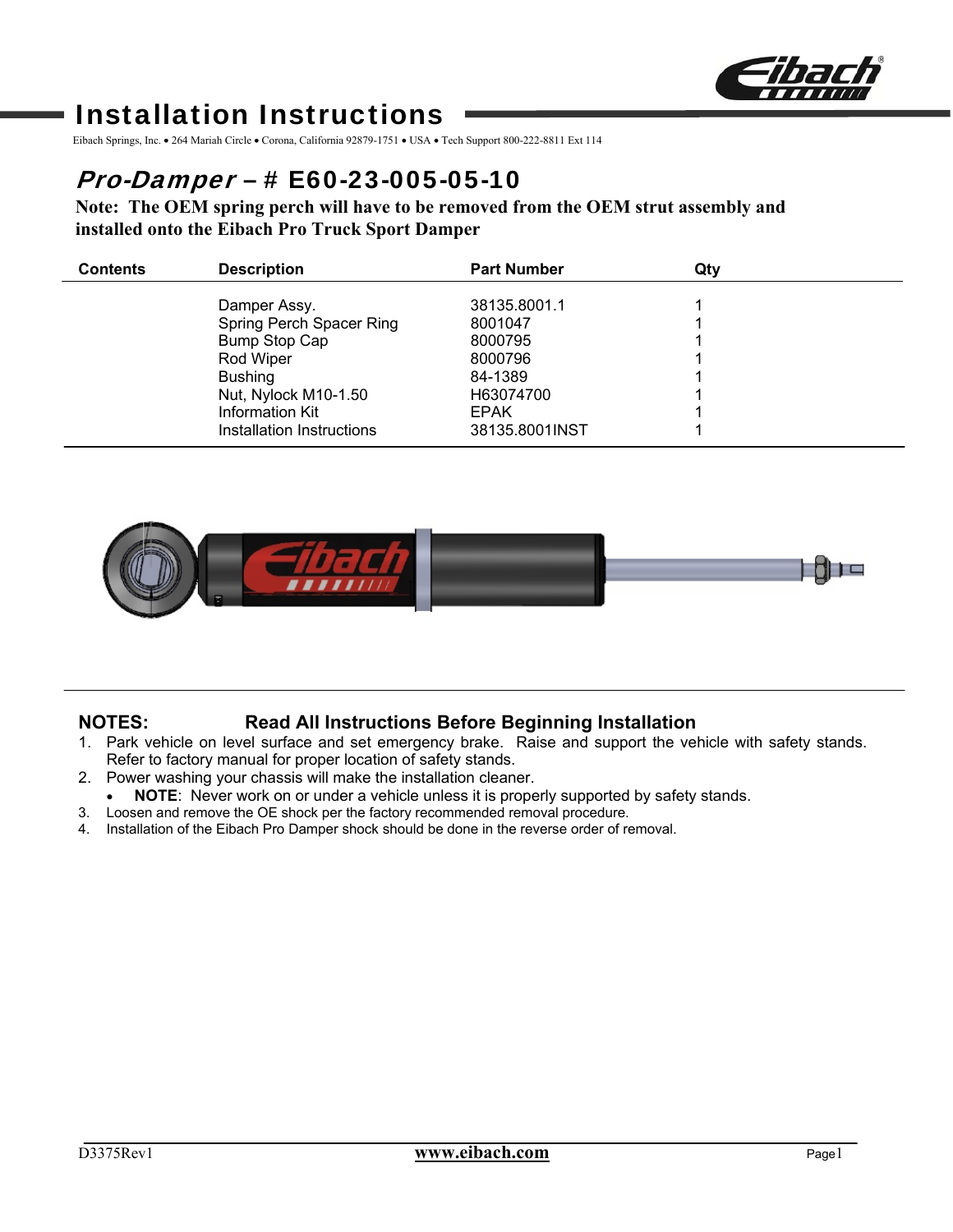# Installation Instructions

Eibach Springs, Inc. • 264 Mariah Circle • Corona, California 92879-1751 • USA • Tech Support 800-222-8811 Ext 114

## *Pro-Damper* – # E60-23-005-05-10

**Note: The OEM spring perch will have to be removed from the OEM strut assembly and installed onto the Eibach Pro Truck Sport Damper**

| Contents | Description | Part Number | Qty |
|---|---|---|---|
| | Damper Assy. | 38135.8001.1 | 1 |
| | Spring Perch Spacer Ring | 8001047 | 1 |
| | Bump Stop Cap | 8000795 | 1 |
| | Rod Wiper | 8000796 | 1 |
| | Bushing | 84-1389 | 1 |
| | Nut, Nylock M10-1.50 | H63074700 | 1 |
| | Information Kit | EPAK | 1 |
| | Installation Instructions | 38135.8001INST | 1 |

**NOTES: Read All Instructions Before Beginning Installation**

1. Park vehicle on level surface and set emergency brake. Raise and support the vehicle with safety stands. Refer to factory manual for proper location of safety stands.
2. Power washing your chassis will make the installation cleaner.
   - **NOTE**: Never work on or under a vehicle unless it is properly supported by safety stands.
3. Loosen and remove the OE shock per the factory recommended removal procedure.
4. Installation of the Eibach Pro Damper shock should be done in the reverse order of removal.

D3375Rev1 www.eibach.com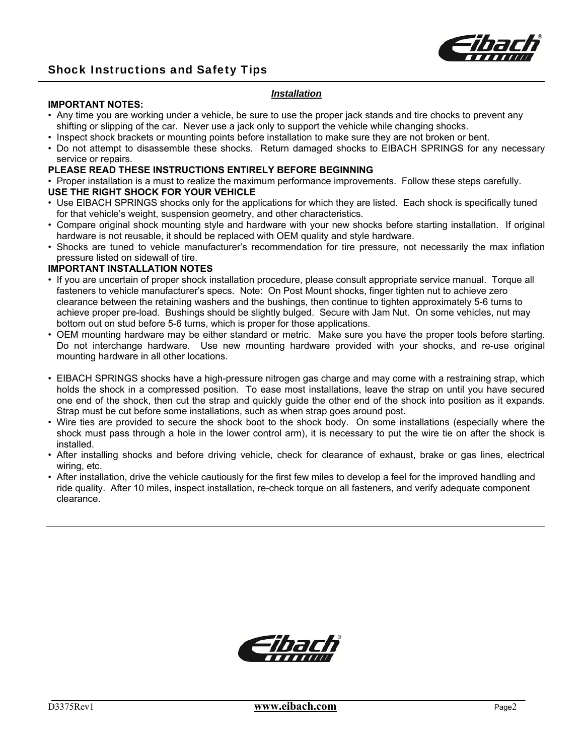## Shock Instructions and Safety Tips

### *Installation*

**IMPORTANT NOTES:**

- Any time you are working under a vehicle, be sure to use the proper jack stands and tire chocks to prevent any shifting or slipping of the car. Never use a jack only to support the vehicle while changing shocks.
- Inspect shock brackets or mounting points before installation to make sure they are not broken or bent.
- Do not attempt to disassemble these shocks. Return damaged shocks to EIBACH SPRINGS for any necessary service or repairs.

**PLEASE READ THESE INSTRUCTIONS ENTIRELY BEFORE BEGINNING**

- Proper installation is a must to realize the maximum performance improvements. Follow these steps carefully.

**USE THE RIGHT SHOCK FOR YOUR VEHICLE**

- Use EIBACH SPRINGS shocks only for the applications for which they are listed. Each shock is specifically tuned for that vehicle's weight, suspension geometry, and other characteristics.
- Compare original shock mounting style and hardware with your new shocks before starting installation. If original hardware is not reusable, it should be replaced with OEM quality and style hardware.
- Shocks are tuned to vehicle manufacturer's recommendation for tire pressure, not necessarily the max inflation pressure listed on sidewall of tire.

**IMPORTANT INSTALLATION NOTES**

- If you are uncertain of proper shock installation procedure, please consult appropriate service manual. Torque all fasteners to vehicle manufacturer's specs. Note: On Post Mount shocks, finger tighten nut to achieve zero clearance between the retaining washers and the bushings, then continue to tighten approximately 5-6 turns to achieve proper pre-load. Bushings should be slightly bulged. Secure with Jam Nut. On some vehicles, nut may bottom out on stud before 5-6 turns, which is proper for those applications.
- OEM mounting hardware may be either standard or metric. Make sure you have the proper tools before starting. Do not interchange hardware. Use new mounting hardware provided with your shocks, and re-use original mounting hardware in all other locations.
- EIBACH SPRINGS shocks have a high-pressure nitrogen gas charge and may come with a restraining strap, which holds the shock in a compressed position. To ease most installations, leave the strap on until you have secured one end of the shock, then cut the strap and quickly guide the other end of the shock into position as it expands. Strap must be cut before some installations, such as when strap goes around post.
- Wire ties are provided to secure the shock boot to the shock body. On some installations (especially where the shock must pass through a hole in the lower control arm), it is necessary to put the wire tie on after the shock is installed.
- After installing shocks and before driving vehicle, check for clearance of exhaust, brake or gas lines, electrical wiring, etc.
- After installation, drive the vehicle cautiously for the first few miles to develop a feel for the improved handling and ride quality. After 10 miles, inspect installation, re-check torque on all fasteners, and verify adequate component clearance.

D3375Rev1 **www.eibach.com**